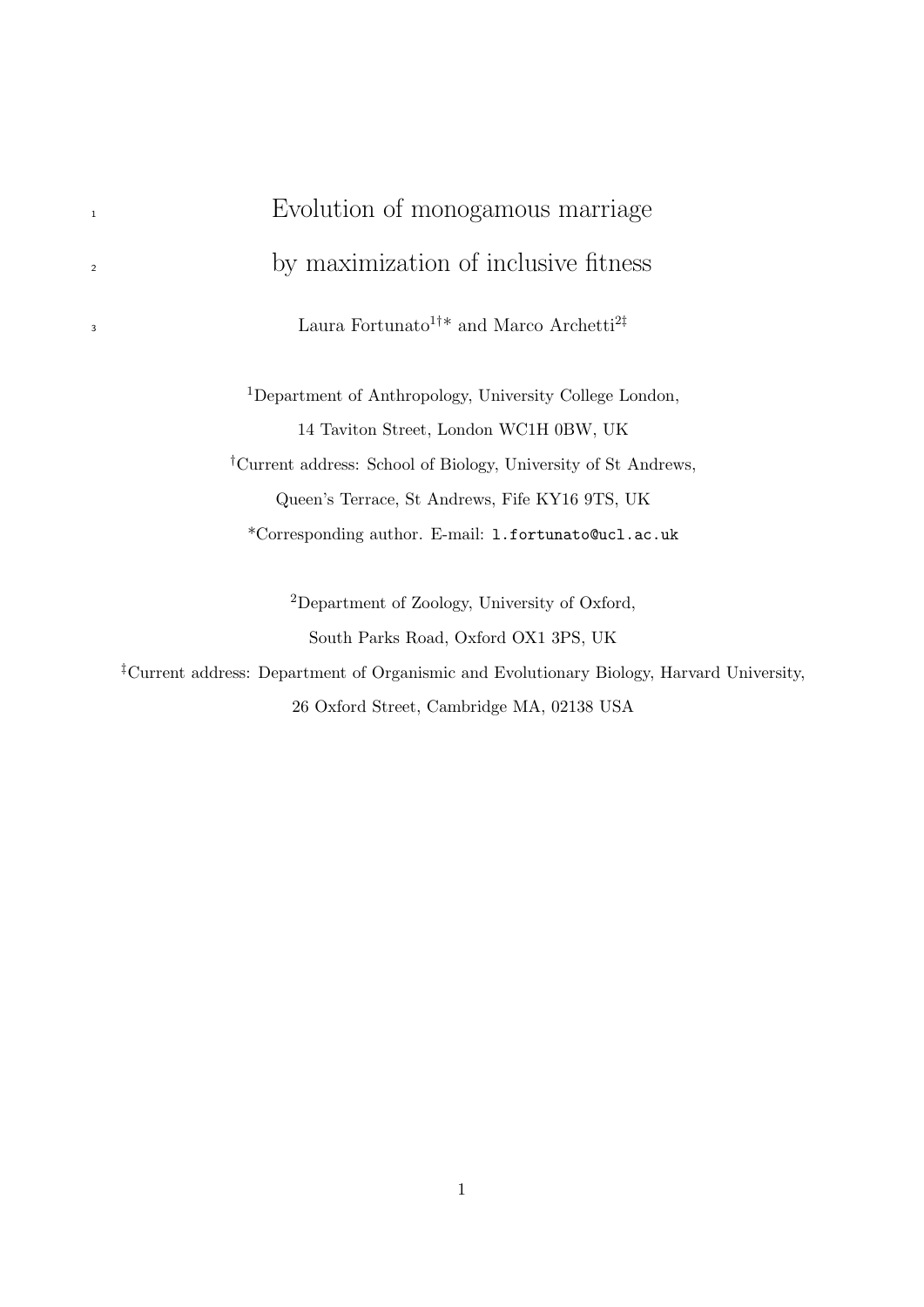# Evolution of monogamous marriage by maximization of inclusive fitness

Laura Fortunato[1†*] and Marco Archetti[2‡]

[1]Department of Anthropology, University College London,
14 Taviton Street, London WC1H 0BW, UK

[†]Current address: School of Biology, University of St Andrews,
Queen's Terrace, St Andrews, Fife KY16 9TS, UK

*Corresponding author. E-mail: l.fortunato@ucl.ac.uk

[2]Department of Zoology, University of Oxford,
South Parks Road, Oxford OX1 3PS, UK

[‡]Current address: Department of Organismic and Evolutionary Biology, Harvard University,
26 Oxford Street, Cambridge MA, 02138 USA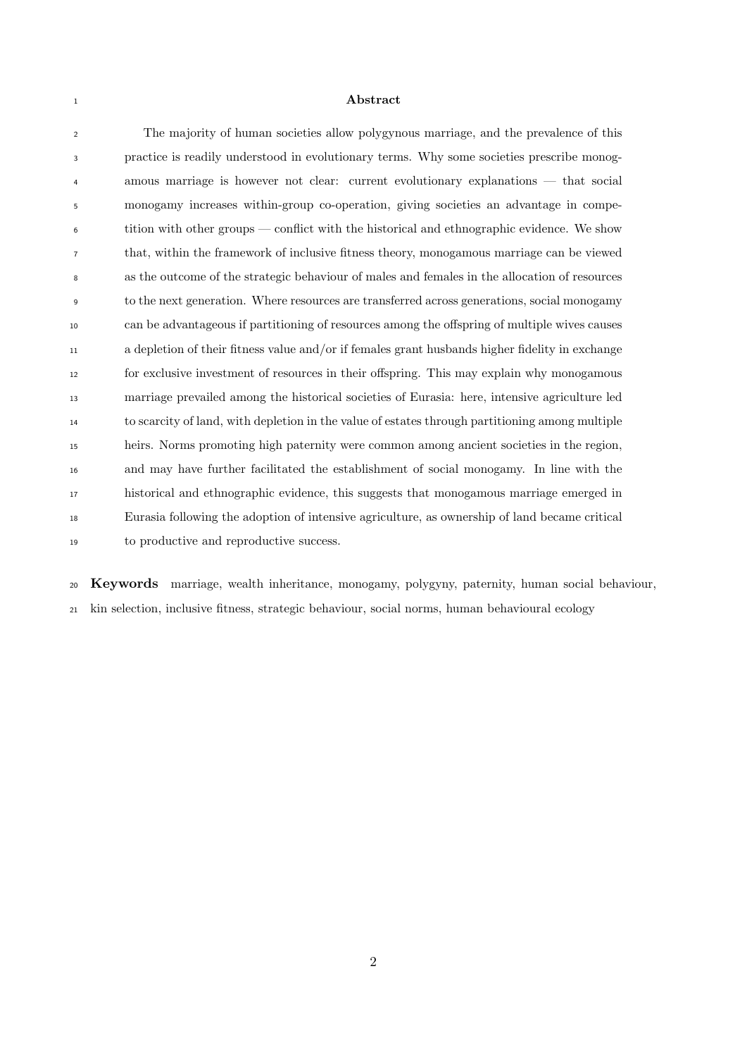## Abstract

The majority of human societies allow polygynous marriage, and the prevalence of this practice is readily understood in evolutionary terms. Why some societies prescribe monogamous marriage is however not clear: current evolutionary explanations — that social monogamy increases within-group co-operation, giving societies an advantage in competition with other groups — conflict with the historical and ethnographic evidence. We show that, within the framework of inclusive fitness theory, monogamous marriage can be viewed as the outcome of the strategic behaviour of males and females in the allocation of resources to the next generation. Where resources are transferred across generations, social monogamy can be advantageous if partitioning of resources among the offspring of multiple wives causes a depletion of their fitness value and/or if females grant husbands higher fidelity in exchange for exclusive investment of resources in their offspring. This may explain why monogamous marriage prevailed among the historical societies of Eurasia: here, intensive agriculture led to scarcity of land, with depletion in the value of estates through partitioning among multiple heirs. Norms promoting high paternity were common among ancient societies in the region, and may have further facilitated the establishment of social monogamy. In line with the historical and ethnographic evidence, this suggests that monogamous marriage emerged in Eurasia following the adoption of intensive agriculture, as ownership of land became critical to productive and reproductive success.

**Keywords** marriage, wealth inheritance, monogamy, polygyny, paternity, human social behaviour, kin selection, inclusive fitness, strategic behaviour, social norms, human behavioural ecology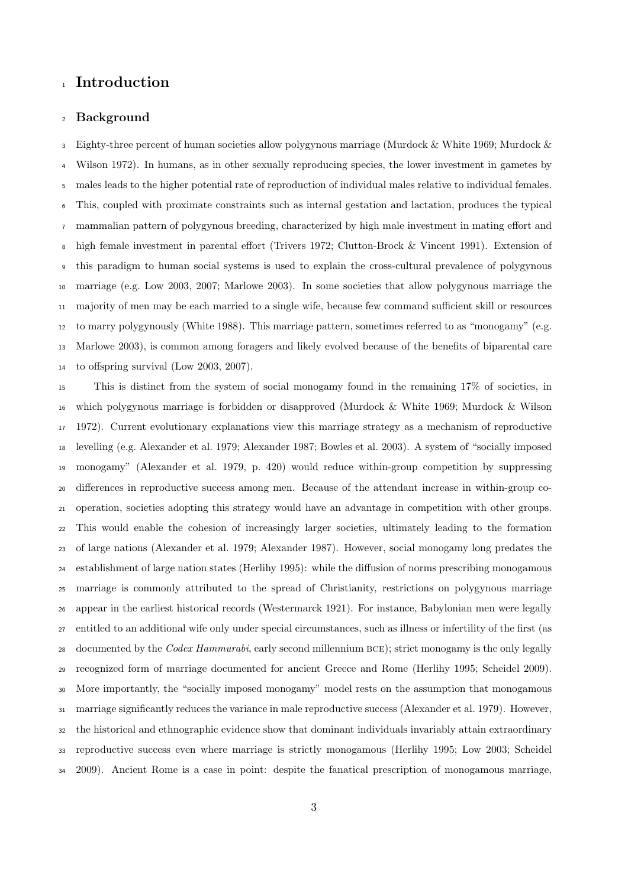# Introduction

## Background

Eighty-three percent of human societies allow polygynous marriage (Murdock & White 1969; Murdock & Wilson 1972). In humans, as in other sexually reproducing species, the lower investment in gametes by males leads to the higher potential rate of reproduction of individual males relative to individual females. This, coupled with proximate constraints such as internal gestation and lactation, produces the typical mammalian pattern of polygynous breeding, characterized by high male investment in mating effort and high female investment in parental effort (Trivers 1972; Clutton-Brock & Vincent 1991). Extension of this paradigm to human social systems is used to explain the cross-cultural prevalence of polygynous marriage (e.g. Low 2003, 2007; Marlowe 2003). In some societies that allow polygynous marriage the majority of men may be each married to a single wife, because few command sufficient skill or resources to marry polygynously (White 1988). This marriage pattern, sometimes referred to as "monogamy" (e.g. Marlowe 2003), is common among foragers and likely evolved because of the benefits of biparental care to offspring survival (Low 2003, 2007).

This is distinct from the system of social monogamy found in the remaining 17% of societies, in which polygynous marriage is forbidden or disapproved (Murdock & White 1969; Murdock & Wilson 1972). Current evolutionary explanations view this marriage strategy as a mechanism of reproductive levelling (e.g. Alexander et al. 1979; Alexander 1987; Bowles et al. 2003). A system of "socially imposed monogamy" (Alexander et al. 1979, p. 420) would reduce within-group competition by suppressing differences in reproductive success among men. Because of the attendant increase in within-group co-operation, societies adopting this strategy would have an advantage in competition with other groups. This would enable the cohesion of increasingly larger societies, ultimately leading to the formation of large nations (Alexander et al. 1979; Alexander 1987). However, social monogamy long predates the establishment of large nation states (Herlihy 1995): while the diffusion of norms prescribing monogamous marriage is commonly attributed to the spread of Christianity, restrictions on polygynous marriage appear in the earliest historical records (Westermarck 1921). For instance, Babylonian men were legally entitled to an additional wife only under special circumstances, such as illness or infertility of the first (as documented by the *Codex Hammurabi*, early second millennium BCE); strict monogamy is the only legally recognized form of marriage documented for ancient Greece and Rome (Herlihy 1995; Scheidel 2009). More importantly, the "socially imposed monogamy" model rests on the assumption that monogamous marriage significantly reduces the variance in male reproductive success (Alexander et al. 1979). However, the historical and ethnographic evidence show that dominant individuals invariably attain extraordinary reproductive success even where marriage is strictly monogamous (Herlihy 1995; Low 2003; Scheidel 2009). Ancient Rome is a case in point: despite the fanatical prescription of monogamous marriage,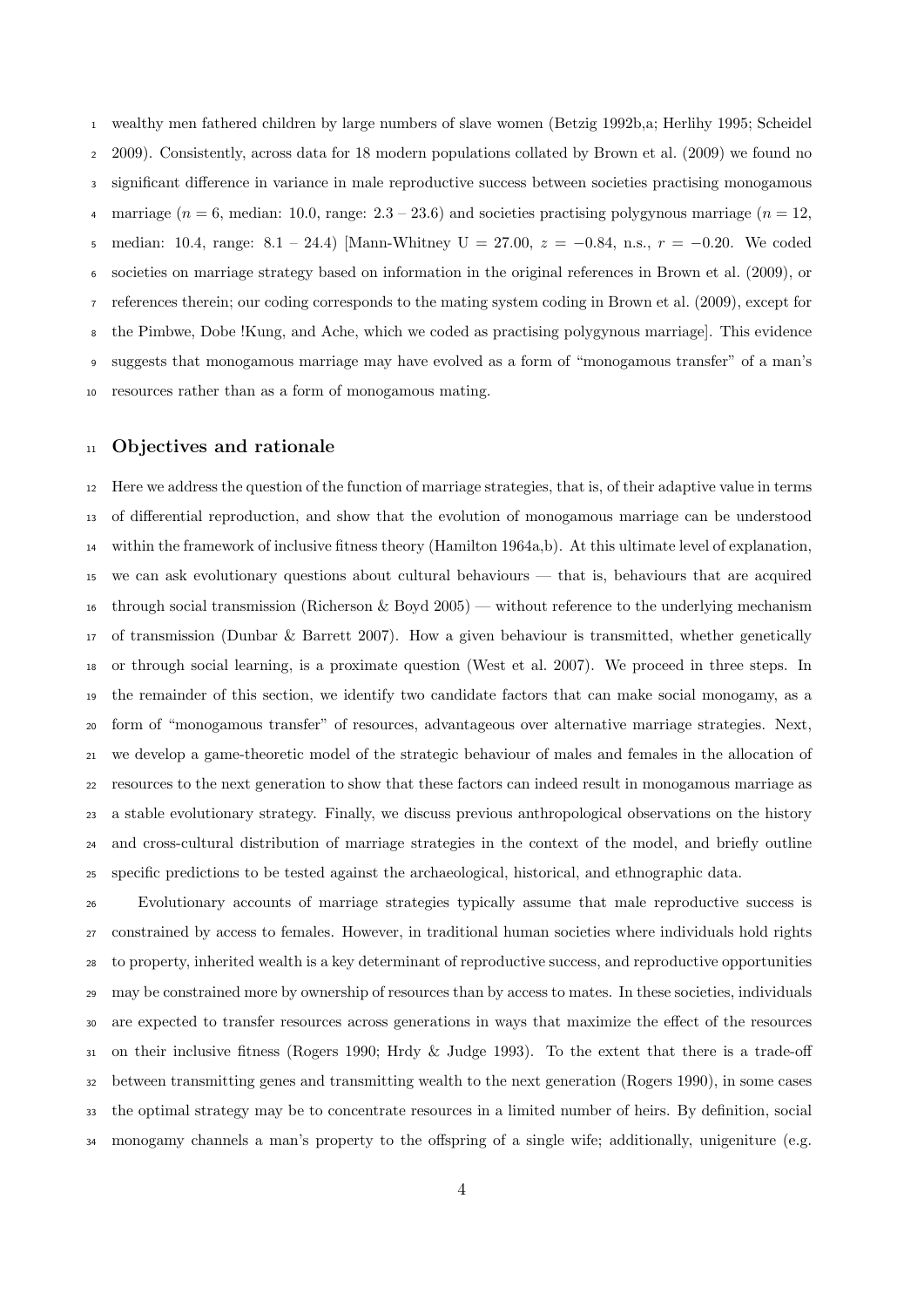wealthy men fathered children by large numbers of slave women (Betzig 1992b,a; Herlihy 1995; Scheidel 2009). Consistently, across data for 18 modern populations collated by Brown et al. (2009) we found no significant difference in variance in male reproductive success between societies practising monogamous marriage ($n = 6$, median: 10.0, range: 2.3 – 23.6) and societies practising polygynous marriage ($n = 12$, median: 10.4, range: 8.1 – 24.4) [Mann-Whitney U = 27.00, $z = -0.84$, n.s., $r = -0.20$. We coded societies on marriage strategy based on information in the original references in Brown et al. (2009), or references therein; our coding corresponds to the mating system coding in Brown et al. (2009), except for the Pimbwe, Dobe !Kung, and Ache, which we coded as practising polygynous marriage]. This evidence suggests that monogamous marriage may have evolved as a form of "monogamous transfer" of a man's resources rather than as a form of monogamous mating.

## Objectives and rationale

Here we address the question of the function of marriage strategies, that is, of their adaptive value in terms of differential reproduction, and show that the evolution of monogamous marriage can be understood within the framework of inclusive fitness theory (Hamilton 1964a,b). At this ultimate level of explanation, we can ask evolutionary questions about cultural behaviours — that is, behaviours that are acquired through social transmission (Richerson & Boyd 2005) — without reference to the underlying mechanism of transmission (Dunbar & Barrett 2007). How a given behaviour is transmitted, whether genetically or through social learning, is a proximate question (West et al. 2007). We proceed in three steps. In the remainder of this section, we identify two candidate factors that can make social monogamy, as a form of "monogamous transfer" of resources, advantageous over alternative marriage strategies. Next, we develop a game-theoretic model of the strategic behaviour of males and females in the allocation of resources to the next generation to show that these factors can indeed result in monogamous marriage as a stable evolutionary strategy. Finally, we discuss previous anthropological observations on the history and cross-cultural distribution of marriage strategies in the context of the model, and briefly outline specific predictions to be tested against the archaeological, historical, and ethnographic data.

Evolutionary accounts of marriage strategies typically assume that male reproductive success is constrained by access to females. However, in traditional human societies where individuals hold rights to property, inherited wealth is a key determinant of reproductive success, and reproductive opportunities may be constrained more by ownership of resources than by access to mates. In these societies, individuals are expected to transfer resources across generations in ways that maximize the effect of the resources on their inclusive fitness (Rogers 1990; Hrdy & Judge 1993). To the extent that there is a trade-off between transmitting genes and transmitting wealth to the next generation (Rogers 1990), in some cases the optimal strategy may be to concentrate resources in a limited number of heirs. By definition, social monogamy channels a man's property to the offspring of a single wife; additionally, unigeniture (e.g.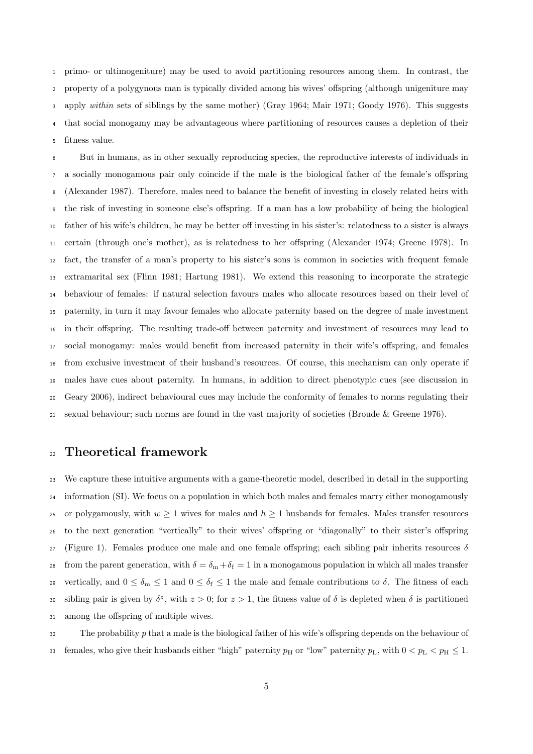primo- or ultimogeniture) may be used to avoid partitioning resources among them. In contrast, the property of a polygynous man is typically divided among his wives' offspring (although unigeniture may apply *within* sets of siblings by the same mother) (Gray 1964; Mair 1971; Goody 1976). This suggests that social monogamy may be advantageous where partitioning of resources causes a depletion of their fitness value.

But in humans, as in other sexually reproducing species, the reproductive interests of individuals in a socially monogamous pair only coincide if the male is the biological father of the female's offspring (Alexander 1987). Therefore, males need to balance the benefit of investing in closely related heirs with the risk of investing in someone else's offspring. If a man has a low probability of being the biological father of his wife's children, he may be better off investing in his sister's: relatedness to a sister is always certain (through one's mother), as is relatedness to her offspring (Alexander 1974; Greene 1978). In fact, the transfer of a man's property to his sister's sons is common in societies with frequent female extramarital sex (Flinn 1981; Hartung 1981). We extend this reasoning to incorporate the strategic behaviour of females: if natural selection favours males who allocate resources based on their level of paternity, in turn it may favour females who allocate paternity based on the degree of male investment in their offspring. The resulting trade-off between paternity and investment of resources may lead to social monogamy: males would benefit from increased paternity in their wife's offspring, and females from exclusive investment of their husband's resources. Of course, this mechanism can only operate if males have cues about paternity. In humans, in addition to direct phenotypic cues (see discussion in Geary 2006), indirect behavioural cues may include the conformity of females to norms regulating their sexual behaviour; such norms are found in the vast majority of societies (Broude & Greene 1976).

# Theoretical framework

We capture these intuitive arguments with a game-theoretic model, described in detail in the supporting information (SI). We focus on a population in which both males and females marry either monogamously or polygamously, with $w \geq 1$ wives for males and $h \geq 1$ husbands for females. Males transfer resources to the next generation "vertically" to their wives' offspring or "diagonally" to their sister's offspring (Figure 1). Females produce one male and one female offspring; each sibling pair inherits resources $\delta$ from the parent generation, with $\delta = \delta_{\mathrm{m}} + \delta_{\mathrm{f}} = 1$ in a monogamous population in which all males transfer vertically, and $0 \leq \delta_{\mathrm{m}} \leq 1$ and $0 \leq \delta_{\mathrm{f}} \leq 1$ the male and female contributions to $\delta$. The fitness of each sibling pair is given by $\delta^z$, with $z > 0$; for $z > 1$, the fitness value of $\delta$ is depleted when $\delta$ is partitioned among the offspring of multiple wives.

The probability $p$ that a male is the biological father of his wife's offspring depends on the behaviour of females, who give their husbands either "high" paternity $p_{\mathrm{H}}$ or "low" paternity $p_{\mathrm{L}}$, with $0 < p_{\mathrm{L}} < p_{\mathrm{H}} \leq 1$.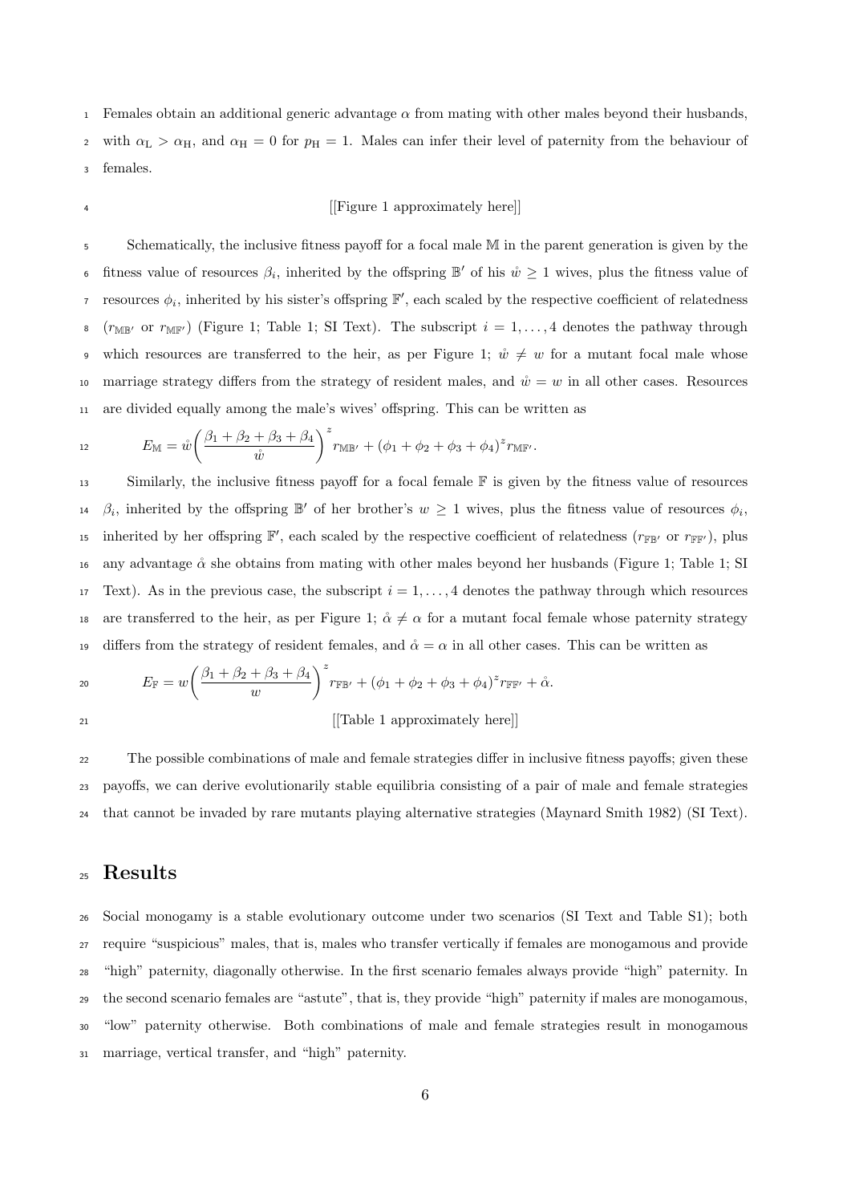Females obtain an additional generic advantage $\alpha$ from mating with other males beyond their husbands, with $\alpha_{\mathrm{L}} > \alpha_{\mathrm{H}}$, and $\alpha_{\mathrm{H}} = 0$ for $p_{\mathrm{H}} = 1$. Males can infer their level of paternity from the behaviour of females.

[[Figure 1 approximately here]]

Schematically, the inclusive fitness payoff for a focal male $\mathbb{M}$ in the parent generation is given by the fitness value of resources $\beta_i$, inherited by the offspring $\mathbb{B}'$ of his $\mathring{w} \geq 1$ wives, plus the fitness value of resources $\phi_i$, inherited by his sister's offspring $\mathbb{F}'$, each scaled by the respective coefficient of relatedness ($r_{\mathbb{MB}'}$ or $r_{\mathbb{MF}'}$) (Figure 1; Table 1; SI Text). The subscript $i = 1, \ldots, 4$ denotes the pathway through which resources are transferred to the heir, as per Figure 1; $\mathring{w} \neq w$ for a mutant focal male whose marriage strategy differs from the strategy of resident males, and $\mathring{w} = w$ in all other cases. Resources are divided equally among the male's wives' offspring. This can be written as

$$E_{\mathbb{M}} = \mathring{w}\left(\frac{\beta_1 + \beta_2 + \beta_3 + \beta_4}{\mathring{w}}\right)^z r_{\mathbb{MB}'} + (\phi_1 + \phi_2 + \phi_3 + \phi_4)^z r_{\mathbb{MF}'}.$$

Similarly, the inclusive fitness payoff for a focal female $\mathbb{F}$ is given by the fitness value of resources $\beta_i$, inherited by the offspring $\mathbb{B}'$ of her brother's $w \geq 1$ wives, plus the fitness value of resources $\phi_i$, inherited by her offspring $\mathbb{F}'$, each scaled by the respective coefficient of relatedness ($r_{\mathbb{FB}'}$ or $r_{\mathbb{FF}'}$), plus any advantage $\mathring{\alpha}$ she obtains from mating with other males beyond her husbands (Figure 1; Table 1; SI Text). As in the previous case, the subscript $i = 1, \ldots, 4$ denotes the pathway through which resources are transferred to the heir, as per Figure 1; $\mathring{\alpha} \neq \alpha$ for a mutant focal female whose paternity strategy differs from the strategy of resident females, and $\mathring{\alpha} = \alpha$ in all other cases. This can be written as

$$E_{\mathbb{F}} = w\left(\frac{\beta_1 + \beta_2 + \beta_3 + \beta_4}{w}\right)^z r_{\mathbb{FB}'} + (\phi_1 + \phi_2 + \phi_3 + \phi_4)^z r_{\mathbb{FF}'} + \mathring{\alpha}.$$

[[Table 1 approximately here]]

The possible combinations of male and female strategies differ in inclusive fitness payoffs; given these payoffs, we can derive evolutionarily stable equilibria consisting of a pair of male and female strategies that cannot be invaded by rare mutants playing alternative strategies (Maynard Smith 1982) (SI Text).

# Results

Social monogamy is a stable evolutionary outcome under two scenarios (SI Text and Table S1); both require "suspicious" males, that is, males who transfer vertically if females are monogamous and provide "high" paternity, diagonally otherwise. In the first scenario females always provide "high" paternity. In the second scenario females are "astute", that is, they provide "high" paternity if males are monogamous, "low" paternity otherwise. Both combinations of male and female strategies result in monogamous marriage, vertical transfer, and "high" paternity.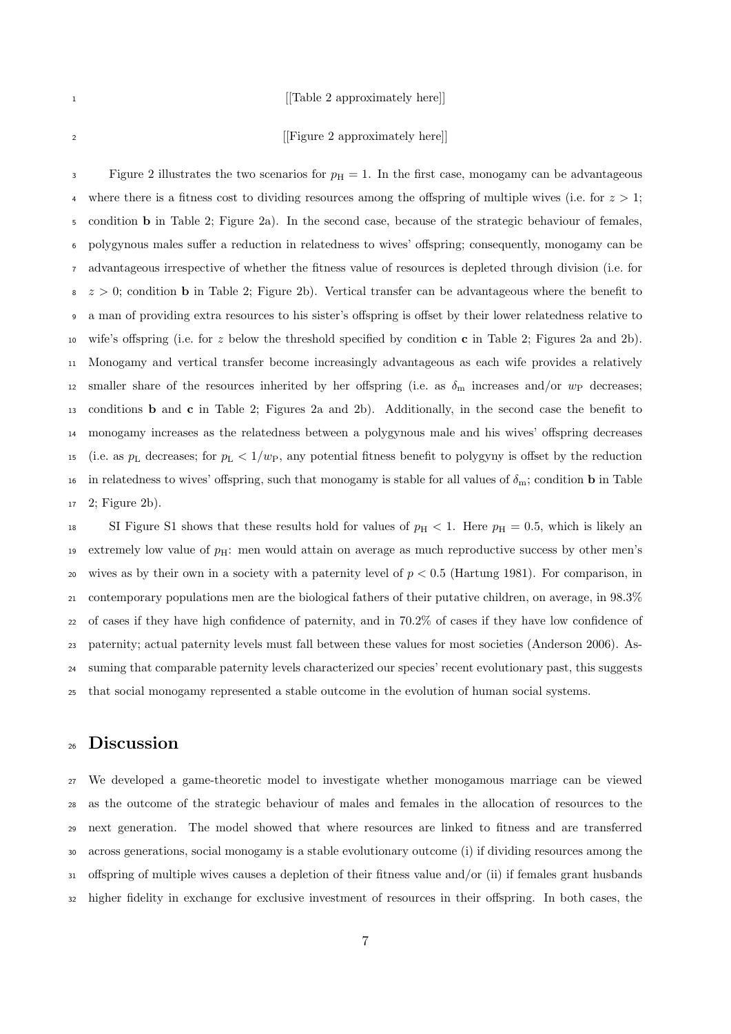[[Table 2 approximately here]]

[[Figure 2 approximately here]]

Figure 2 illustrates the two scenarios for $p_{\mathrm{H}} = 1$. In the first case, monogamy can be advantageous where there is a fitness cost to dividing resources among the offspring of multiple wives (i.e. for $z > 1$; condition **b** in Table 2; Figure 2a). In the second case, because of the strategic behaviour of females, polygynous males suffer a reduction in relatedness to wives' offspring; consequently, monogamy can be advantageous irrespective of whether the fitness value of resources is depleted through division (i.e. for $z > 0$; condition **b** in Table 2; Figure 2b). Vertical transfer can be advantageous where the benefit to a man of providing extra resources to his sister's offspring is offset by their lower relatedness relative to wife's offspring (i.e. for $z$ below the threshold specified by condition **c** in Table 2; Figures 2a and 2b). Monogamy and vertical transfer become increasingly advantageous as each wife provides a relatively smaller share of the resources inherited by her offspring (i.e. as $\delta_{\mathrm{m}}$ increases and/or $w_{\mathrm{P}}$ decreases; conditions **b** and **c** in Table 2; Figures 2a and 2b). Additionally, in the second case the benefit to monogamy increases as the relatedness between a polygynous male and his wives' offspring decreases (i.e. as $p_{\mathrm{L}}$ decreases; for $p_{\mathrm{L}} < 1/w_{\mathrm{P}}$, any potential fitness benefit to polygyny is offset by the reduction in relatedness to wives' offspring, such that monogamy is stable for all values of $\delta_{\mathrm{m}}$; condition **b** in Table 2; Figure 2b).

SI Figure S1 shows that these results hold for values of $p_{\mathrm{H}} < 1$. Here $p_{\mathrm{H}} = 0.5$, which is likely an extremely low value of $p_{\mathrm{H}}$: men would attain on average as much reproductive success by other men's wives as by their own in a society with a paternity level of $p < 0.5$ (Hartung 1981). For comparison, in contemporary populations men are the biological fathers of their putative children, on average, in 98.3% of cases if they have high confidence of paternity, and in 70.2% of cases if they have low confidence of paternity; actual paternity levels must fall between these values for most societies (Anderson 2006). Assuming that comparable paternity levels characterized our species' recent evolutionary past, this suggests that social monogamy represented a stable outcome in the evolution of human social systems.

# Discussion

We developed a game-theoretic model to investigate whether monogamous marriage can be viewed as the outcome of the strategic behaviour of males and females in the allocation of resources to the next generation. The model showed that where resources are linked to fitness and are transferred across generations, social monogamy is a stable evolutionary outcome (i) if dividing resources among the offspring of multiple wives causes a depletion of their fitness value and/or (ii) if females grant husbands higher fidelity in exchange for exclusive investment of resources in their offspring. In both cases, the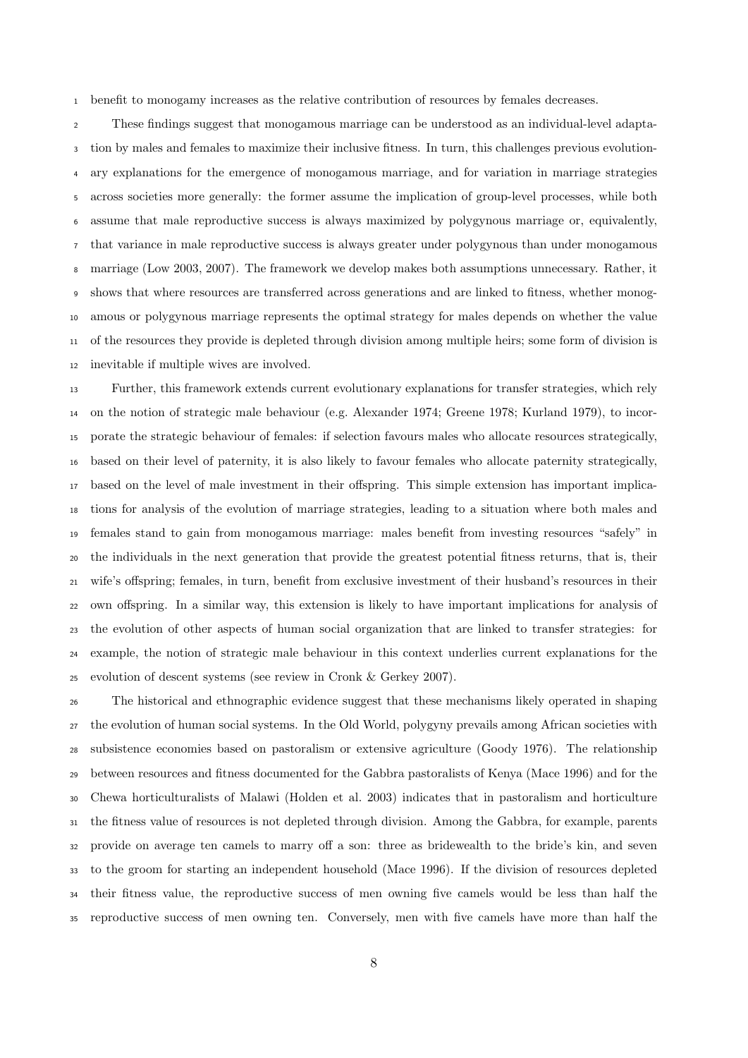benefit to monogamy increases as the relative contribution of resources by females decreases.

These findings suggest that monogamous marriage can be understood as an individual-level adaptation by males and females to maximize their inclusive fitness. In turn, this challenges previous evolutionary explanations for the emergence of monogamous marriage, and for variation in marriage strategies across societies more generally: the former assume the implication of group-level processes, while both assume that male reproductive success is always maximized by polygynous marriage or, equivalently, that variance in male reproductive success is always greater under polygynous than under monogamous marriage (Low 2003, 2007). The framework we develop makes both assumptions unnecessary. Rather, it shows that where resources are transferred across generations and are linked to fitness, whether monogamous or polygynous marriage represents the optimal strategy for males depends on whether the value of the resources they provide is depleted through division among multiple heirs; some form of division is inevitable if multiple wives are involved.

Further, this framework extends current evolutionary explanations for transfer strategies, which rely on the notion of strategic male behaviour (e.g. Alexander 1974; Greene 1978; Kurland 1979), to incorporate the strategic behaviour of females: if selection favours males who allocate resources strategically, based on their level of paternity, it is also likely to favour females who allocate paternity strategically, based on the level of male investment in their offspring. This simple extension has important implications for analysis of the evolution of marriage strategies, leading to a situation where both males and females stand to gain from monogamous marriage: males benefit from investing resources "safely" in the individuals in the next generation that provide the greatest potential fitness returns, that is, their wife's offspring; females, in turn, benefit from exclusive investment of their husband's resources in their own offspring. In a similar way, this extension is likely to have important implications for analysis of the evolution of other aspects of human social organization that are linked to transfer strategies: for example, the notion of strategic male behaviour in this context underlies current explanations for the evolution of descent systems (see review in Cronk & Gerkey 2007).

The historical and ethnographic evidence suggest that these mechanisms likely operated in shaping the evolution of human social systems. In the Old World, polygyny prevails among African societies with subsistence economies based on pastoralism or extensive agriculture (Goody 1976). The relationship between resources and fitness documented for the Gabbra pastoralists of Kenya (Mace 1996) and for the Chewa horticulturalists of Malawi (Holden et al. 2003) indicates that in pastoralism and horticulture the fitness value of resources is not depleted through division. Among the Gabbra, for example, parents provide on average ten camels to marry off a son: three as bridewealth to the bride's kin, and seven to the groom for starting an independent household (Mace 1996). If the division of resources depleted their fitness value, the reproductive success of men owning five camels would be less than half the reproductive success of men owning ten. Conversely, men with five camels have more than half the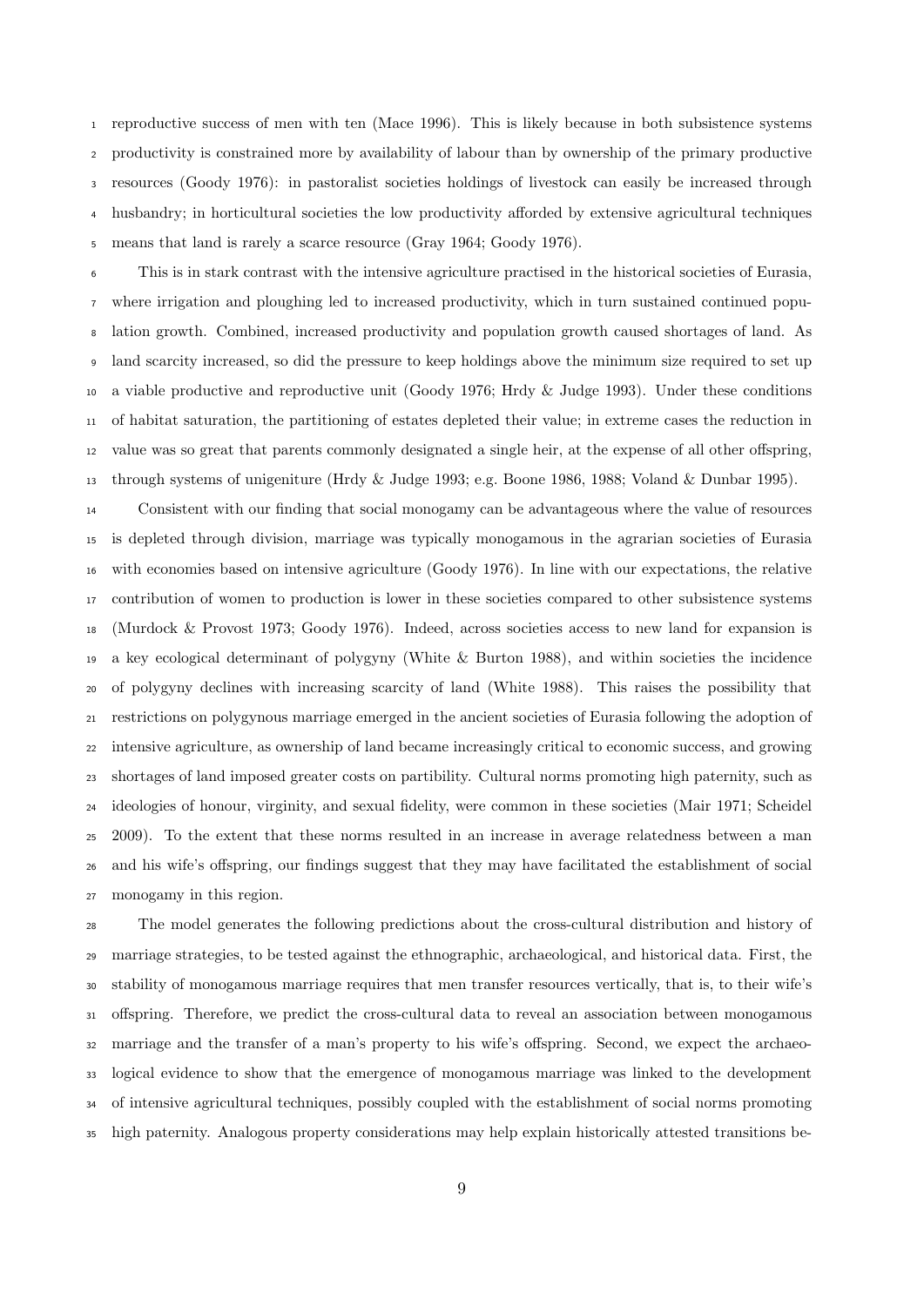reproductive success of men with ten (Mace 1996). This is likely because in both subsistence systems productivity is constrained more by availability of labour than by ownership of the primary productive resources (Goody 1976): in pastoralist societies holdings of livestock can easily be increased through husbandry; in horticultural societies the low productivity afforded by extensive agricultural techniques means that land is rarely a scarce resource (Gray 1964; Goody 1976).

This is in stark contrast with the intensive agriculture practised in the historical societies of Eurasia, where irrigation and ploughing led to increased productivity, which in turn sustained continued population growth. Combined, increased productivity and population growth caused shortages of land. As land scarcity increased, so did the pressure to keep holdings above the minimum size required to set up a viable productive and reproductive unit (Goody 1976; Hrdy & Judge 1993). Under these conditions of habitat saturation, the partitioning of estates depleted their value; in extreme cases the reduction in value was so great that parents commonly designated a single heir, at the expense of all other offspring, through systems of unigeniture (Hrdy & Judge 1993; e.g. Boone 1986, 1988; Voland & Dunbar 1995).

Consistent with our finding that social monogamy can be advantageous where the value of resources is depleted through division, marriage was typically monogamous in the agrarian societies of Eurasia with economies based on intensive agriculture (Goody 1976). In line with our expectations, the relative contribution of women to production is lower in these societies compared to other subsistence systems (Murdock & Provost 1973; Goody 1976). Indeed, across societies access to new land for expansion is a key ecological determinant of polygyny (White & Burton 1988), and within societies the incidence of polygyny declines with increasing scarcity of land (White 1988). This raises the possibility that restrictions on polygynous marriage emerged in the ancient societies of Eurasia following the adoption of intensive agriculture, as ownership of land became increasingly critical to economic success, and growing shortages of land imposed greater costs on partibility. Cultural norms promoting high paternity, such as ideologies of honour, virginity, and sexual fidelity, were common in these societies (Mair 1971; Scheidel 2009). To the extent that these norms resulted in an increase in average relatedness between a man and his wife's offspring, our findings suggest that they may have facilitated the establishment of social monogamy in this region.

The model generates the following predictions about the cross-cultural distribution and history of marriage strategies, to be tested against the ethnographic, archaeological, and historical data. First, the stability of monogamous marriage requires that men transfer resources vertically, that is, to their wife's offspring. Therefore, we predict the cross-cultural data to reveal an association between monogamous marriage and the transfer of a man's property to his wife's offspring. Second, we expect the archaeological evidence to show that the emergence of monogamous marriage was linked to the development of intensive agricultural techniques, possibly coupled with the establishment of social norms promoting high paternity. Analogous property considerations may help explain historically attested transitions be-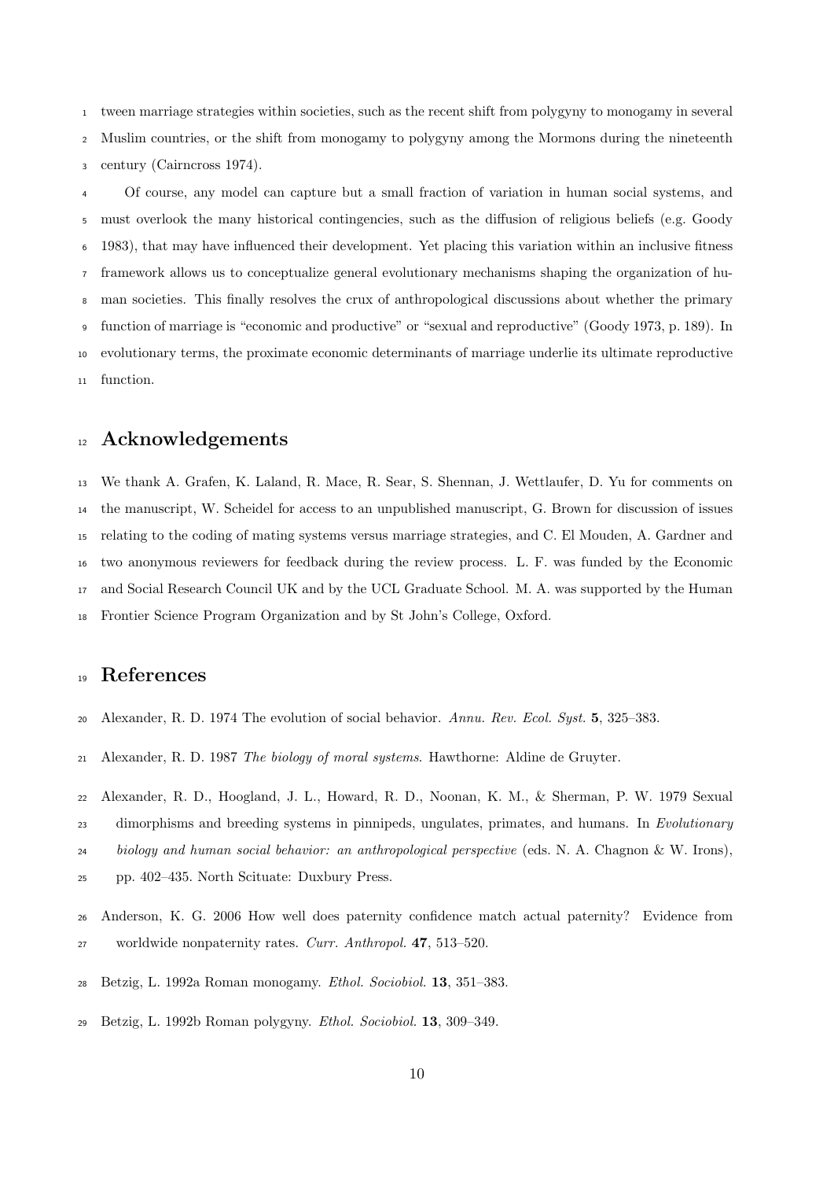tween marriage strategies within societies, such as the recent shift from polygyny to monogamy in several Muslim countries, or the shift from monogamy to polygyny among the Mormons during the nineteenth century (Cairncross 1974).

Of course, any model can capture but a small fraction of variation in human social systems, and must overlook the many historical contingencies, such as the diffusion of religious beliefs (e.g. Goody 1983), that may have influenced their development. Yet placing this variation within an inclusive fitness framework allows us to conceptualize general evolutionary mechanisms shaping the organization of human societies. This finally resolves the crux of anthropological discussions about whether the primary function of marriage is "economic and productive" or "sexual and reproductive" (Goody 1973, p. 189). In evolutionary terms, the proximate economic determinants of marriage underlie its ultimate reproductive function.

# Acknowledgements

We thank A. Grafen, K. Laland, R. Mace, R. Sear, S. Shennan, J. Wettlaufer, D. Yu for comments on the manuscript, W. Scheidel for access to an unpublished manuscript, G. Brown for discussion of issues relating to the coding of mating systems versus marriage strategies, and C. El Mouden, A. Gardner and two anonymous reviewers for feedback during the review process. L. F. was funded by the Economic and Social Research Council UK and by the UCL Graduate School. M. A. was supported by the Human Frontier Science Program Organization and by St John's College, Oxford.

# References

Alexander, R. D. 1974 The evolution of social behavior. *Annu. Rev. Ecol. Syst.* **5**, 325–383.

Alexander, R. D. 1987 *The biology of moral systems*. Hawthorne: Aldine de Gruyter.

Alexander, R. D., Hoogland, J. L., Howard, R. D., Noonan, K. M., & Sherman, P. W. 1979 Sexual dimorphisms and breeding systems in pinnipeds, ungulates, primates, and humans. In *Evolutionary biology and human social behavior: an anthropological perspective* (eds. N. A. Chagnon & W. Irons), pp. 402–435. North Scituate: Duxbury Press.

Anderson, K. G. 2006 How well does paternity confidence match actual paternity? Evidence from worldwide nonpaternity rates. *Curr. Anthropol.* **47**, 513–520.

Betzig, L. 1992a Roman monogamy. *Ethol. Sociobiol.* **13**, 351–383.

Betzig, L. 1992b Roman polygyny. *Ethol. Sociobiol.* **13**, 309–349.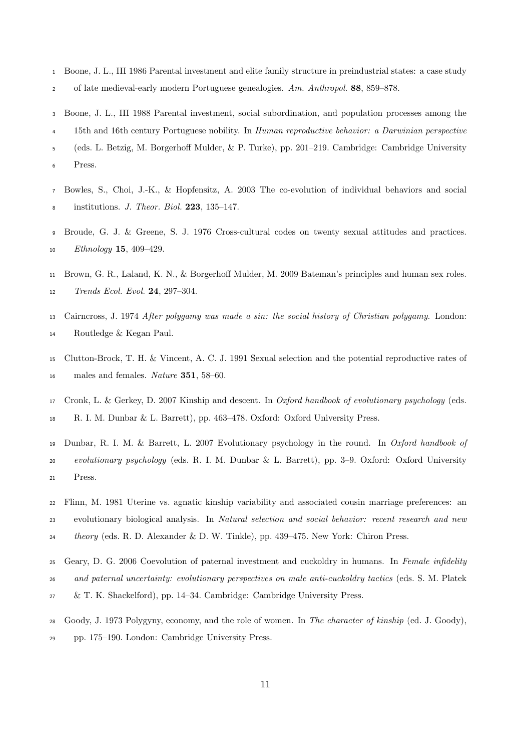Boone, J. L., III 1986 Parental investment and elite family structure in preindustrial states: a case study of late medieval-early modern Portuguese genealogies. *Am. Anthropol.* **88**, 859–878.

Boone, J. L., III 1988 Parental investment, social subordination, and population processes among the 15th and 16th century Portuguese nobility. In *Human reproductive behavior: a Darwinian perspective* (eds. L. Betzig, M. Borgerhoff Mulder, & P. Turke), pp. 201–219. Cambridge: Cambridge University Press.

Bowles, S., Choi, J.-K., & Hopfensitz, A. 2003 The co-evolution of individual behaviors and social institutions. *J. Theor. Biol.* **223**, 135–147.

Broude, G. J. & Greene, S. J. 1976 Cross-cultural codes on twenty sexual attitudes and practices. *Ethnology* **15**, 409–429.

Brown, G. R., Laland, K. N., & Borgerhoff Mulder, M. 2009 Bateman's principles and human sex roles. *Trends Ecol. Evol.* **24**, 297–304.

Cairncross, J. 1974 *After polygamy was made a sin: the social history of Christian polygamy*. London: Routledge & Kegan Paul.

Clutton-Brock, T. H. & Vincent, A. C. J. 1991 Sexual selection and the potential reproductive rates of males and females. *Nature* **351**, 58–60.

Cronk, L. & Gerkey, D. 2007 Kinship and descent. In *Oxford handbook of evolutionary psychology* (eds. R. I. M. Dunbar & L. Barrett), pp. 463–478. Oxford: Oxford University Press.

Dunbar, R. I. M. & Barrett, L. 2007 Evolutionary psychology in the round. In *Oxford handbook of evolutionary psychology* (eds. R. I. M. Dunbar & L. Barrett), pp. 3–9. Oxford: Oxford University Press.

Flinn, M. 1981 Uterine vs. agnatic kinship variability and associated cousin marriage preferences: an evolutionary biological analysis. In *Natural selection and social behavior: recent research and new theory* (eds. R. D. Alexander & D. W. Tinkle), pp. 439–475. New York: Chiron Press.

Geary, D. G. 2006 Coevolution of paternal investment and cuckoldry in humans. In *Female infidelity and paternal uncertainty: evolutionary perspectives on male anti-cuckoldry tactics* (eds. S. M. Platek & T. K. Shackelford), pp. 14–34. Cambridge: Cambridge University Press.

Goody, J. 1973 Polygyny, economy, and the role of women. In *The character of kinship* (ed. J. Goody), pp. 175–190. London: Cambridge University Press.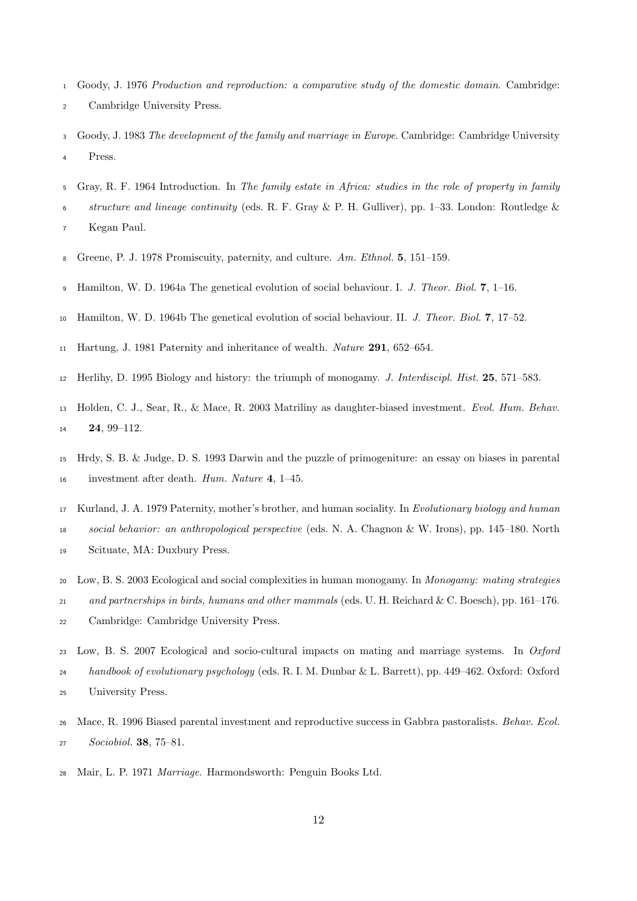Goody, J. 1976 *Production and reproduction: a comparative study of the domestic domain*. Cambridge: Cambridge University Press.

Goody, J. 1983 *The development of the family and marriage in Europe*. Cambridge: Cambridge University Press.

Gray, R. F. 1964 Introduction. In *The family estate in Africa: studies in the role of property in family structure and lineage continuity* (eds. R. F. Gray & P. H. Gulliver), pp. 1–33. London: Routledge & Kegan Paul.

Greene, P. J. 1978 Promiscuity, paternity, and culture. *Am. Ethnol.* **5**, 151–159.

Hamilton, W. D. 1964a The genetical evolution of social behaviour. I. *J. Theor. Biol.* **7**, 1–16.

Hamilton, W. D. 1964b The genetical evolution of social behaviour. II. *J. Theor. Biol.* **7**, 17–52.

Hartung, J. 1981 Paternity and inheritance of wealth. *Nature* **291**, 652–654.

Herlihy, D. 1995 Biology and history: the triumph of monogamy. *J. Interdiscipl. Hist.* **25**, 571–583.

Holden, C. J., Sear, R., & Mace, R. 2003 Matriliny as daughter-biased investment. *Evol. Hum. Behav.* **24**, 99–112.

Hrdy, S. B. & Judge, D. S. 1993 Darwin and the puzzle of primogeniture: an essay on biases in parental investment after death. *Hum. Nature* **4**, 1–45.

Kurland, J. A. 1979 Paternity, mother's brother, and human sociality. In *Evolutionary biology and human social behavior: an anthropological perspective* (eds. N. A. Chagnon & W. Irons), pp. 145–180. North Scituate, MA: Duxbury Press.

Low, B. S. 2003 Ecological and social complexities in human monogamy. In *Monogamy: mating strategies and partnerships in birds, humans and other mammals* (eds. U. H. Reichard & C. Boesch), pp. 161–176. Cambridge: Cambridge University Press.

Low, B. S. 2007 Ecological and socio-cultural impacts on mating and marriage systems. In *Oxford handbook of evolutionary psychology* (eds. R. I. M. Dunbar & L. Barrett), pp. 449–462. Oxford: Oxford University Press.

Mace, R. 1996 Biased parental investment and reproductive success in Gabbra pastoralists. *Behav. Ecol. Sociobiol.* **38**, 75–81.

Mair, L. P. 1971 *Marriage*. Harmondsworth: Penguin Books Ltd.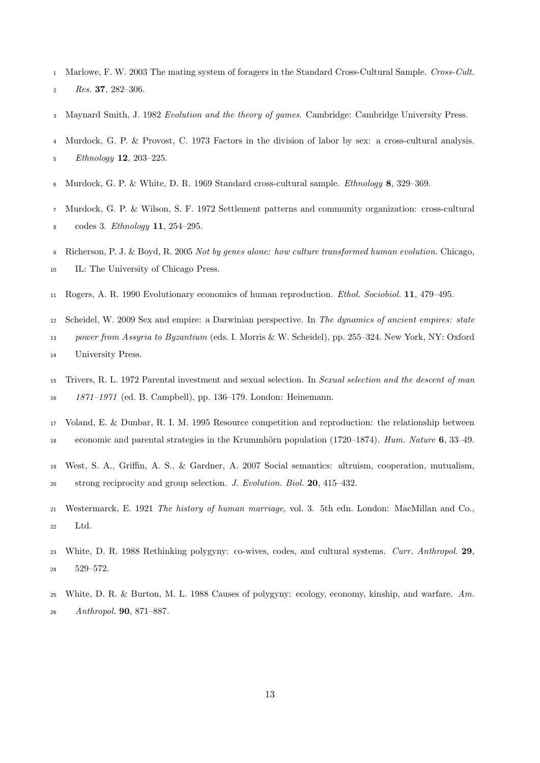Marlowe, F. W. 2003 The mating system of foragers in the Standard Cross-Cultural Sample. *Cross-Cult. Res.* **37**, 282–306.

Maynard Smith, J. 1982 *Evolution and the theory of games*. Cambridge: Cambridge University Press.

Murdock, G. P. & Provost, C. 1973 Factors in the division of labor by sex: a cross-cultural analysis. *Ethnology* **12**, 203–225.

Murdock, G. P. & White, D. R. 1969 Standard cross-cultural sample. *Ethnology* **8**, 329–369.

Murdock, G. P. & Wilson, S. F. 1972 Settlement patterns and community organization: cross-cultural codes 3. *Ethnology* **11**, 254–295.

Richerson, P. J. & Boyd, R. 2005 *Not by genes alone: how culture transformed human evolution*. Chicago, IL: The University of Chicago Press.

Rogers, A. R. 1990 Evolutionary economics of human reproduction. *Ethol. Sociobiol.* **11**, 479–495.

Scheidel, W. 2009 Sex and empire: a Darwinian perspective. In *The dynamics of ancient empires: state power from Assyria to Byzantium* (eds. I. Morris & W. Scheidel), pp. 255–324. New York, NY: Oxford University Press.

Trivers, R. L. 1972 Parental investment and sexual selection. In *Sexual selection and the descent of man 1871–1971* (ed. B. Campbell), pp. 136–179. London: Heinemann.

Voland, E. & Dunbar, R. I. M. 1995 Resource competition and reproduction: the relationship between economic and parental strategies in the Krummhörn population (1720–1874). *Hum. Nature* **6**, 33–49.

West, S. A., Griffin, A. S., & Gardner, A. 2007 Social semantics: altruism, cooperation, mutualism, strong reciprocity and group selection. *J. Evolution. Biol.* **20**, 415–432.

Westermarck, E. 1921 *The history of human marriage*, vol. 3. 5th edn. London: MacMillan and Co., Ltd.

White, D. R. 1988 Rethinking polygyny: co-wives, codes, and cultural systems. *Curr. Anthropol.* **29**, 529–572.

White, D. R. & Burton, M. L. 1988 Causes of polygyny: ecology, economy, kinship, and warfare. *Am. Anthropol.* **90**, 871–887.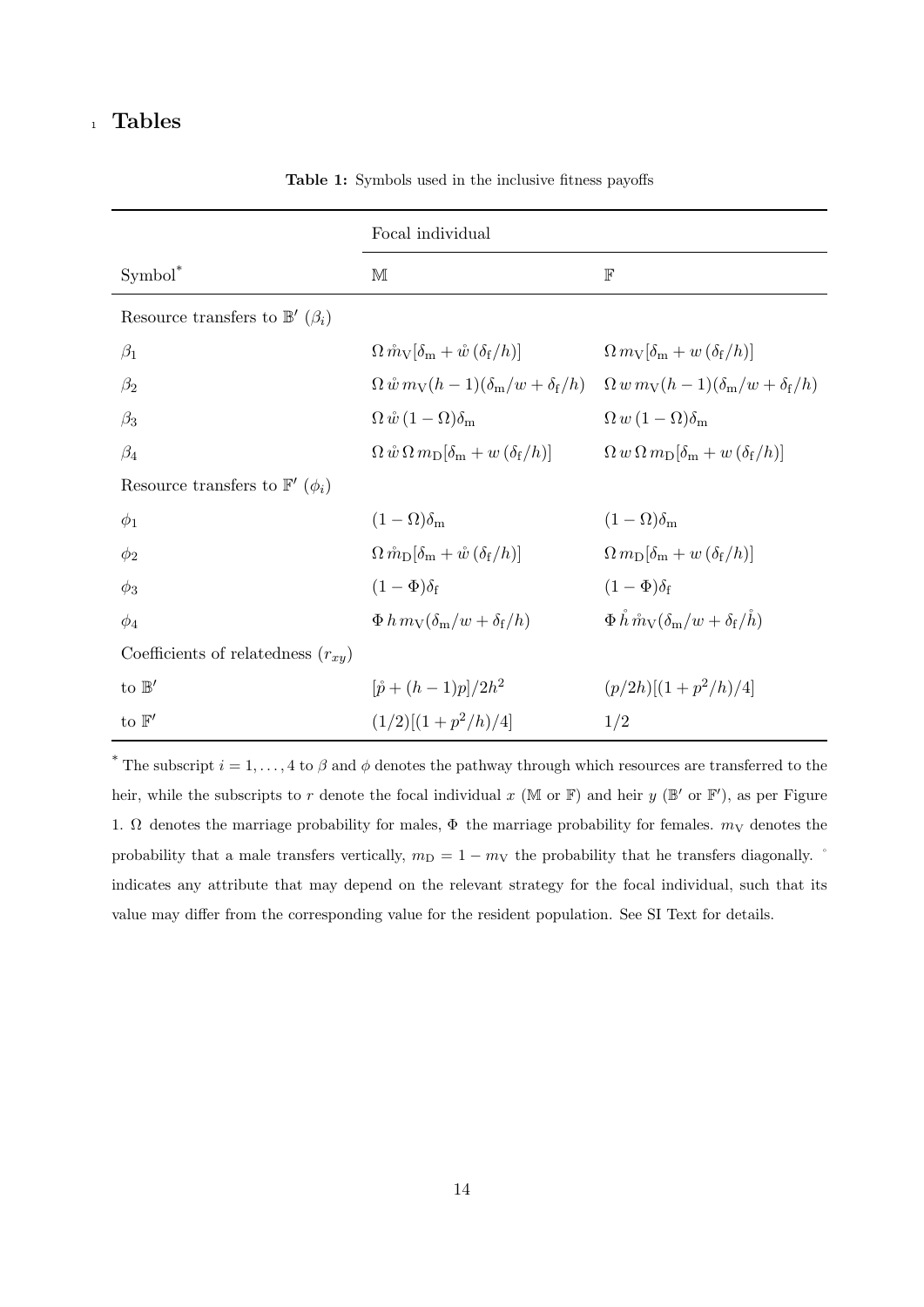# Tables

**Table 1:** Symbols used in the inclusive fitness payoffs

| | Focal individual | |
|---|---|---|
| Symbol* | $\mathbb{M}$ | $\mathbb{F}$ |
| Resource transfers to $\mathbb{B}'$ ($\beta_i$) | | |
| $\beta_1$ | $\Omega\, \mathring{m}_{\mathrm{V}}[\delta_{\mathrm{m}} + \mathring{w}\,(\delta_{\mathrm{f}}/h)]$ | $\Omega\, m_{\mathrm{V}}[\delta_{\mathrm{m}} + w\,(\delta_{\mathrm{f}}/h)]$ |
| $\beta_2$ | $\Omega\, \mathring{w}\, m_{\mathrm{V}}(h-1)(\delta_{\mathrm{m}}/w + \delta_{\mathrm{f}}/h)$ | $\Omega\, w\, m_{\mathrm{V}}(h-1)(\delta_{\mathrm{m}}/w + \delta_{\mathrm{f}}/h)$ |
| $\beta_3$ | $\Omega\, \mathring{w}\,(1-\Omega)\delta_{\mathrm{m}}$ | $\Omega\, w\,(1-\Omega)\delta_{\mathrm{m}}$ |
| $\beta_4$ | $\Omega\, \mathring{w}\, \Omega\, m_{\mathrm{D}}[\delta_{\mathrm{m}} + w\,(\delta_{\mathrm{f}}/h)]$ | $\Omega\, w\, \Omega\, m_{\mathrm{D}}[\delta_{\mathrm{m}} + w\,(\delta_{\mathrm{f}}/h)]$ |
| Resource transfers to $\mathbb{F}'$ ($\phi_i$) | | |
| $\phi_1$ | $(1-\Omega)\delta_{\mathrm{m}}$ | $(1-\Omega)\delta_{\mathrm{m}}$ |
| $\phi_2$ | $\Omega\, \mathring{m}_{\mathrm{D}}[\delta_{\mathrm{m}} + \mathring{w}\,(\delta_{\mathrm{f}}/h)]$ | $\Omega\, m_{\mathrm{D}}[\delta_{\mathrm{m}} + w\,(\delta_{\mathrm{f}}/h)]$ |
| $\phi_3$ | $(1-\Phi)\delta_{\mathrm{f}}$ | $(1-\Phi)\delta_{\mathrm{f}}$ |
| $\phi_4$ | $\Phi\, h\, m_{\mathrm{V}}(\delta_{\mathrm{m}}/w + \delta_{\mathrm{f}}/h)$ | $\Phi\, \mathring{h}\, \mathring{m}_{\mathrm{V}}(\delta_{\mathrm{m}}/w + \delta_{\mathrm{f}}/\mathring{h})$ |
| Coefficients of relatedness ($r_{xy}$) | | |
| to $\mathbb{B}'$ | $[\mathring{p} + (h-1)p]/2h^2$ | $(p/2h)[(1+p^2/h)/4]$ |
| to $\mathbb{F}'$ | $(1/2)[(1+p^2/h)/4]$ | $1/2$ |

* The subscript $i = 1, \ldots, 4$ to $\beta$ and $\phi$ denotes the pathway through which resources are transferred to the heir, while the subscripts to $r$ denote the focal individual $x$ ($\mathbb{M}$ or $\mathbb{F}$) and heir $y$ ($\mathbb{B}'$ or $\mathbb{F}'$), as per Figure 1. $\Omega$ denotes the marriage probability for males, $\Phi$ the marriage probability for females. $m_{\mathrm{V}}$ denotes the probability that a male transfers vertically, $m_{\mathrm{D}} = 1 - m_{\mathrm{V}}$ the probability that he transfers diagonally. $\circ$ indicates any attribute that may depend on the relevant strategy for the focal individual, such that its value may differ from the corresponding value for the resident population. See SI Text for details.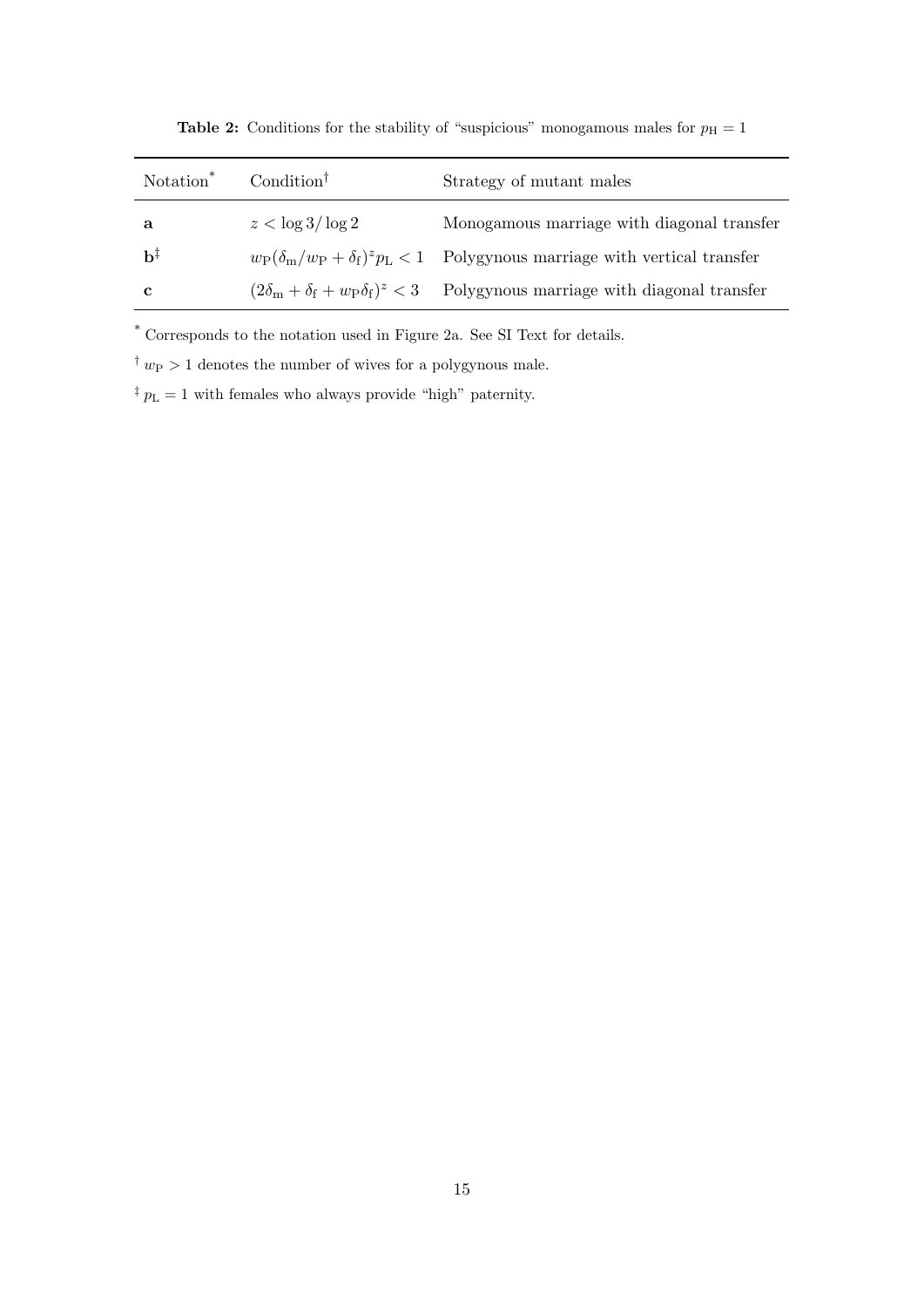**Table 2:** Conditions for the stability of "suspicious" monogamous males for $p_{\mathrm{H}} = 1$

| Notation[*] | Condition[†] | Strategy of mutant males |
| --- | --- | --- |
| **a** | $z < \log 3 / \log 2$ | Monogamous marriage with diagonal transfer |
| **b**[‡] | $w_{\mathrm{P}}(\delta_{\mathrm{m}}/w_{\mathrm{P}} + \delta_{\mathrm{f}})^z p_{\mathrm{L}} < 1$ | Polygynous marriage with vertical transfer |
| **c** | $(2\delta_{\mathrm{m}} + \delta_{\mathrm{f}} + w_{\mathrm{P}}\delta_{\mathrm{f}})^z < 3$ | Polygynous marriage with diagonal transfer |

[*] Corresponds to the notation used in Figure 2a. See SI Text for details.

[†] $w_{\mathrm{P}} > 1$ denotes the number of wives for a polygynous male.

[‡] $p_{\mathrm{L}} = 1$ with females who always provide "high" paternity.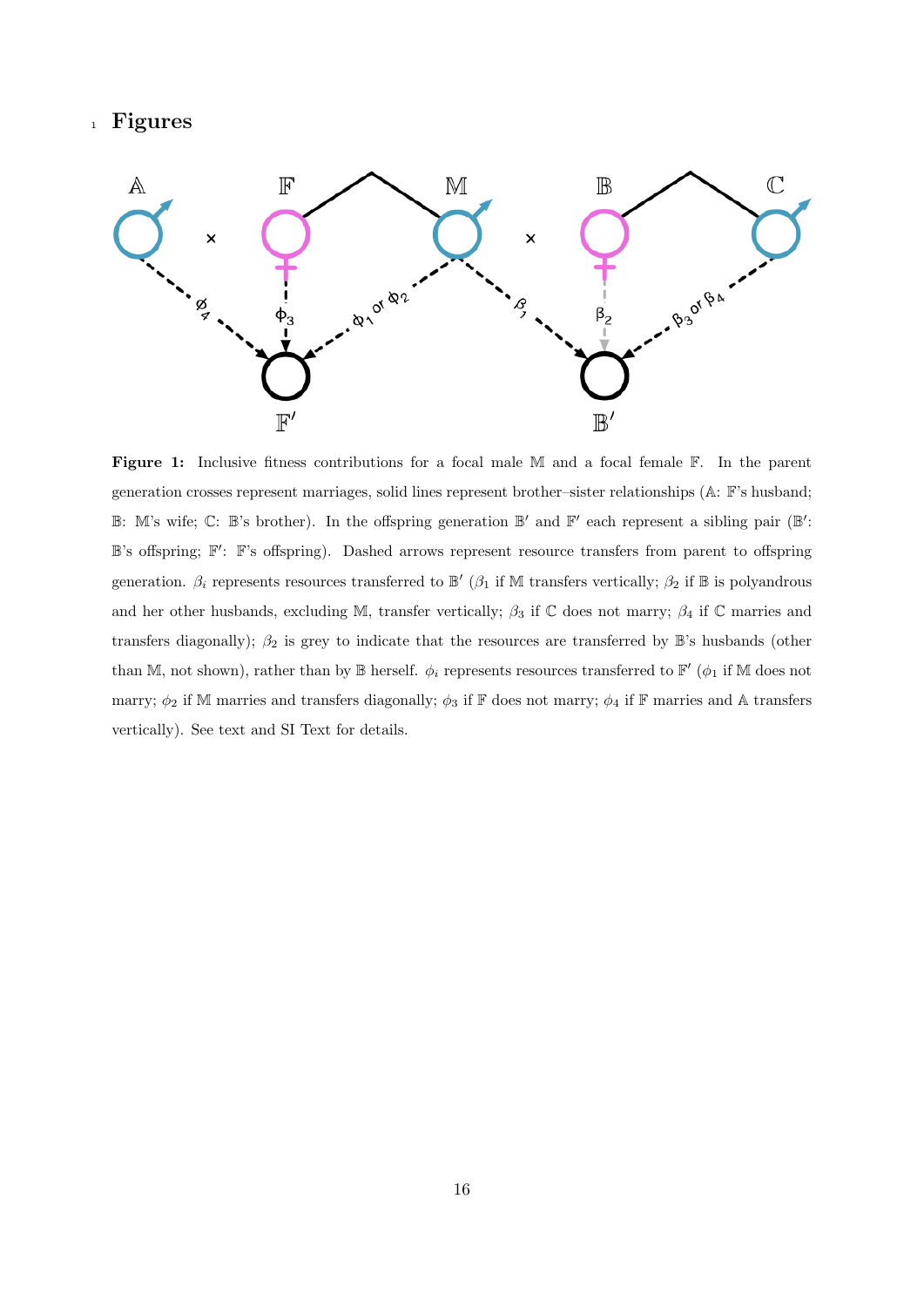# Figures

**Figure 1:** Inclusive fitness contributions for a focal male $\mathbb{M}$ and a focal female $\mathbb{F}$. In the parent generation crosses represent marriages, solid lines represent brother–sister relationships ($\mathbb{A}$: $\mathbb{F}$'s husband; $\mathbb{B}$: $\mathbb{M}$'s wife; $\mathbb{C}$: $\mathbb{B}$'s brother). In the offspring generation $\mathbb{B}'$ and $\mathbb{F}'$ each represent a sibling pair ($\mathbb{B}'$: $\mathbb{B}$'s offspring; $\mathbb{F}'$: $\mathbb{F}$'s offspring). Dashed arrows represent resource transfers from parent to offspring generation. $\beta_i$ represents resources transferred to $\mathbb{B}'$ ($\beta_1$ if $\mathbb{M}$ transfers vertically; $\beta_2$ if $\mathbb{B}$ is polyandrous and her other husbands, excluding $\mathbb{M}$, transfer vertically; $\beta_3$ if $\mathbb{C}$ does not marry; $\beta_4$ if $\mathbb{C}$ marries and transfers diagonally); $\beta_2$ is grey to indicate that the resources are transferred by $\mathbb{B}$'s husbands (other than $\mathbb{M}$, not shown), rather than by $\mathbb{B}$ herself. $\phi_i$ represents resources transferred to $\mathbb{F}'$ ($\phi_1$ if $\mathbb{M}$ does not marry; $\phi_2$ if $\mathbb{M}$ marries and transfers diagonally; $\phi_3$ if $\mathbb{F}$ does not marry; $\phi_4$ if $\mathbb{F}$ marries and $\mathbb{A}$ transfers vertically). See text and SI Text for details.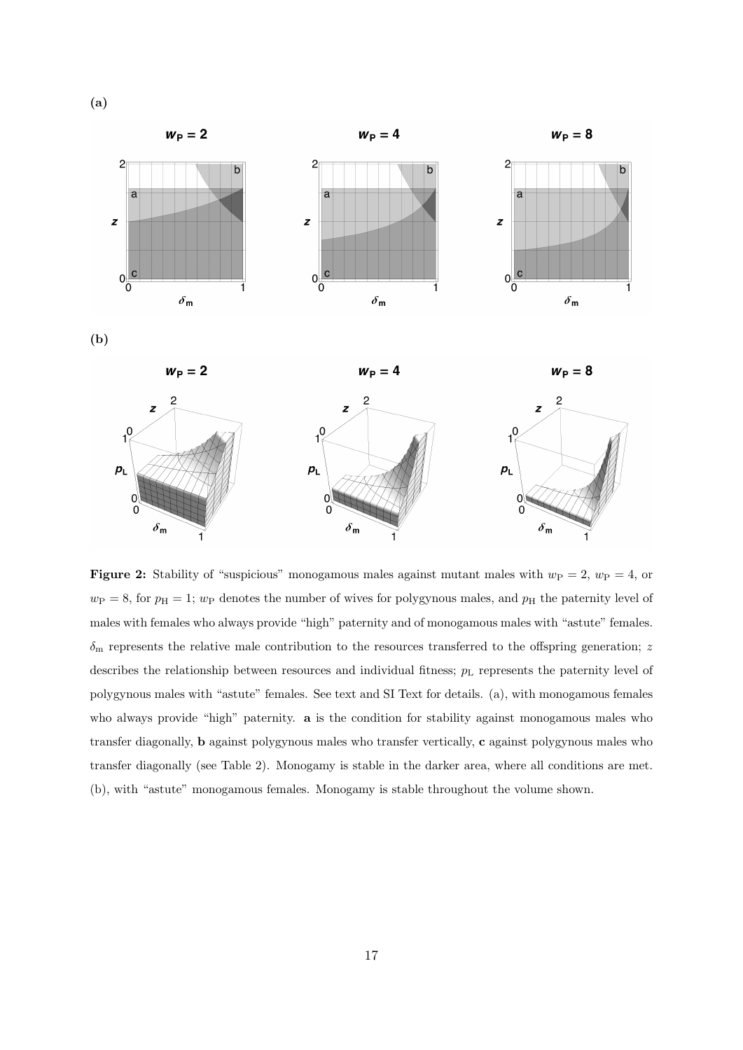(a)

$w_P = 2$

$w_P = 4$

$w_P = 8$

2
a
b
z
c
0
0
1
$\delta_m$

(b)

$w_P = 2$

$w_P = 4$

$w_P = 8$

z
2
0
1
$p_L$
0
0
$\delta_m$
1

**Figure 2:** Stability of "suspicious" monogamous males against mutant males with $w_P = 2$, $w_P = 4$, or $w_P = 8$, for $p_H = 1$; $w_P$ denotes the number of wives for polygynous males, and $p_H$ the paternity level of males with females who always provide "high" paternity and of monogamous males with "astute" females. $\delta_m$ represents the relative male contribution to the resources transferred to the offspring generation; $z$ describes the relationship between resources and individual fitness; $p_L$ represents the paternity level of polygynous males with "astute" females. See text and SI Text for details. (a), with monogamous females who always provide "high" paternity. **a** is the condition for stability against monogamous males who transfer diagonally, **b** against polygynous males who transfer vertically, **c** against polygynous males who transfer diagonally (see Table 2). Monogamy is stable in the darker area, where all conditions are met. (b), with "astute" monogamous females. Monogamy is stable throughout the volume shown.